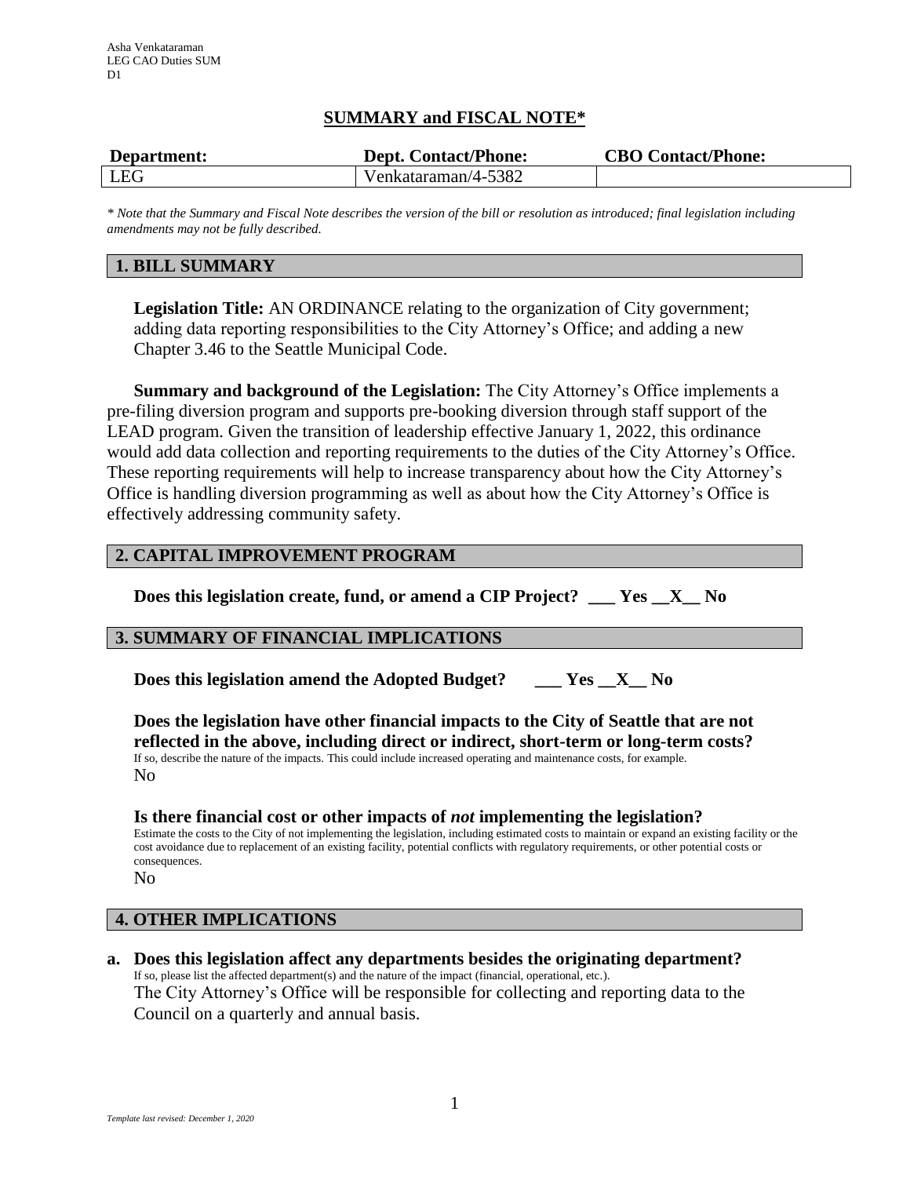Asha Venkataraman
LEG CAO Duties SUM
D1

# SUMMARY and FISCAL NOTE*

| Department: | Dept. Contact/Phone: | CBO Contact/Phone: |
| --- | --- | --- |
| LEG | Venkataraman/4-5382 | |

*\* Note that the Summary and Fiscal Note describes the version of the bill or resolution as introduced; final legislation including amendments may not be fully described.*

## 1. BILL SUMMARY

**Legislation Title:** AN ORDINANCE relating to the organization of City government; adding data reporting responsibilities to the City Attorney's Office; and adding a new Chapter 3.46 to the Seattle Municipal Code.

**Summary and background of the Legislation:** The City Attorney's Office implements a pre-filing diversion program and supports pre-booking diversion through staff support of the LEAD program. Given the transition of leadership effective January 1, 2022, this ordinance would add data collection and reporting requirements to the duties of the City Attorney's Office. These reporting requirements will help to increase transparency about how the City Attorney's Office is handling diversion programming as well as about how the City Attorney's Office is effectively addressing community safety.

## 2. CAPITAL IMPROVEMENT PROGRAM

**Does this legislation create, fund, or amend a CIP Project? ___ Yes __X__ No**

## 3. SUMMARY OF FINANCIAL IMPLICATIONS

**Does this legislation amend the Adopted Budget? ___ Yes __X__ No**

**Does the legislation have other financial impacts to the City of Seattle that are not reflected in the above, including direct or indirect, short-term or long-term costs?**
If so, describe the nature of the impacts. This could include increased operating and maintenance costs, for example.
No

**Is there financial cost or other impacts of *not* implementing the legislation?**
Estimate the costs to the City of not implementing the legislation, including estimated costs to maintain or expand an existing facility or the cost avoidance due to replacement of an existing facility, potential conflicts with regulatory requirements, or other potential costs or consequences.
No

## 4. OTHER IMPLICATIONS

**a. Does this legislation affect any departments besides the originating department?**
If so, please list the affected department(s) and the nature of the impact (financial, operational, etc.).
The City Attorney's Office will be responsible for collecting and reporting data to the Council on a quarterly and annual basis.

*Template last revised: December 1, 2020*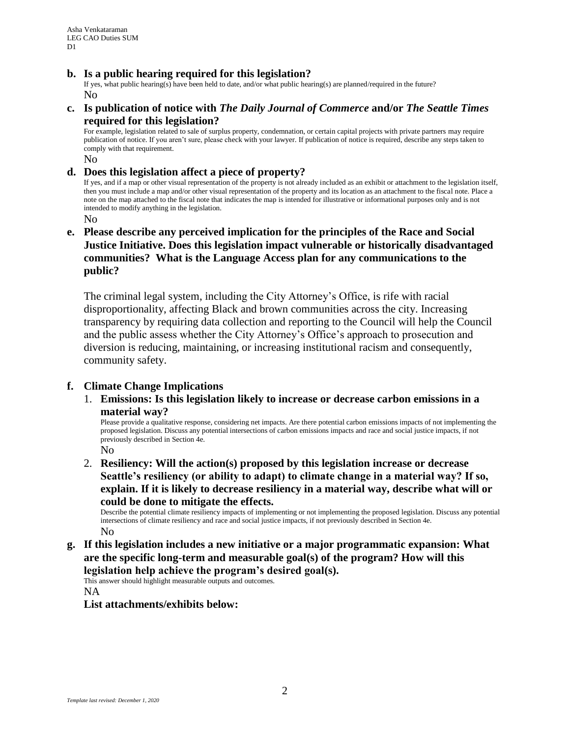**b. Is a public hearing required for this legislation?**

If yes, what public hearing(s) have been held to date, and/or what public hearing(s) are planned/required in the future?

No

**c. Is publication of notice with *The Daily Journal of Commerce* and/or *The Seattle Times* required for this legislation?**

For example, legislation related to sale of surplus property, condemnation, or certain capital projects with private partners may require publication of notice. If you aren't sure, please check with your lawyer. If publication of notice is required, describe any steps taken to comply with that requirement.

No

**d. Does this legislation affect a piece of property?**

If yes, and if a map or other visual representation of the property is not already included as an exhibit or attachment to the legislation itself, then you must include a map and/or other visual representation of the property and its location as an attachment to the fiscal note. Place a note on the map attached to the fiscal note that indicates the map is intended for illustrative or informational purposes only and is not intended to modify anything in the legislation.

No

**e. Please describe any perceived implication for the principles of the Race and Social Justice Initiative. Does this legislation impact vulnerable or historically disadvantaged communities? What is the Language Access plan for any communications to the public?**

The criminal legal system, including the City Attorney's Office, is rife with racial disproportionality, affecting Black and brown communities across the city. Increasing transparency by requiring data collection and reporting to the Council will help the Council and the public assess whether the City Attorney's Office's approach to prosecution and diversion is reducing, maintaining, or increasing institutional racism and consequently, community safety.

**f. Climate Change Implications**

1. **Emissions: Is this legislation likely to increase or decrease carbon emissions in a material way?**

   Please provide a qualitative response, considering net impacts. Are there potential carbon emissions impacts of not implementing the proposed legislation. Discuss any potential intersections of carbon emissions impacts and race and social justice impacts, if not previously described in Section 4e.

   No

2. **Resiliency: Will the action(s) proposed by this legislation increase or decrease Seattle's resiliency (or ability to adapt) to climate change in a material way? If so, explain. If it is likely to decrease resiliency in a material way, describe what will or could be done to mitigate the effects.**

   Describe the potential climate resiliency impacts of implementing or not implementing the proposed legislation. Discuss any potential intersections of climate resiliency and race and social justice impacts, if not previously described in Section 4e.

   No

**g. If this legislation includes a new initiative or a major programmatic expansion: What are the specific long-term and measurable goal(s) of the program? How will this legislation help achieve the program's desired goal(s).**

This answer should highlight measurable outputs and outcomes.

NA

**List attachments/exhibits below:**